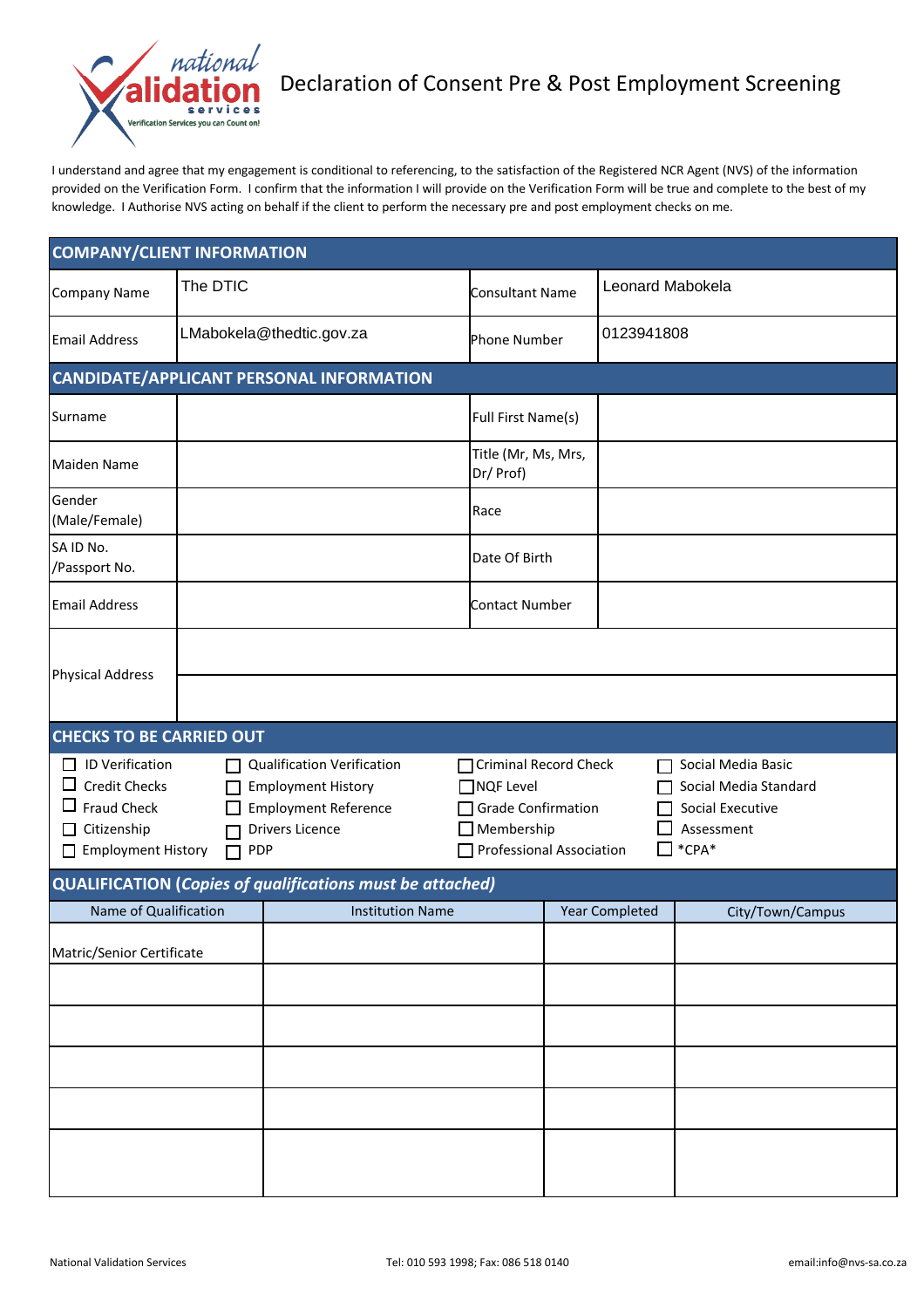# Declaration of Consent Pre & Post Employment Screening

I understand and agree that my engagement is conditional to referencing, to the satisfaction of the Registered NCR Agent (NVS) of the information provided on the Verification Form. I confirm that the information I will provide on the Verification Form will be true and complete to the best of my knowledge. I Authorise NVS acting on behalf if the client to perform the necessary pre and post employment checks on me.

## COMPANY/CLIENT INFORMATION

| | | | |
|---|---|---|---|
| Company Name | The DTIC | Consultant Name | Leonard Mabokela |
| Email Address | LMabokela@thedtic.gov.za | Phone Number | 0123941808 |

## CANDIDATE/APPLICANT PERSONAL INFORMATION

| | | | |
|---|---|---|---|
| Surname | | Full First Name(s) | |
| Maiden Name | | Title (Mr, Ms, Mrs, Dr/ Prof) | |
| Gender (Male/Female) | | Race | |
| SA ID No. /Passport No. | | Date Of Birth | |
| Email Address | | Contact Number | |
| Physical Address | | | |
| | | | |

## CHECKS TO BE CARRIED OUT

- ☐ ID Verification
- ☐ Credit Checks
- ☐ Fraud Check
- ☐ Citizenship
- ☐ Employment History
- ☐ Qualification Verification
- ☐ Employment History
- ☐ Employment Reference
- ☐ Drivers Licence
- ☐ PDP
- ☐ Criminal Record Check
- ☐ NQF Level
- ☐ Grade Confirmation
- ☐ Membership
- ☐ Professional Association
- ☐ Social Media Basic
- ☐ Social Media Standard
- ☐ Social Executive
- ☐ Assessment
- ☐ *CPA*

## QUALIFICATION (*Copies of qualifications must be attached)*

| Name of Qualification | Institution Name | Year Completed | City/Town/Campus |
|---|---|---|---|
| Matric/Senior Certificate | | | |
| | | | |
| | | | |
| | | | |
| | | | |
| | | | |

National Validation Services Tel: 010 593 1998; Fax: 086 518 0140 email:info@nvs-sa.co.za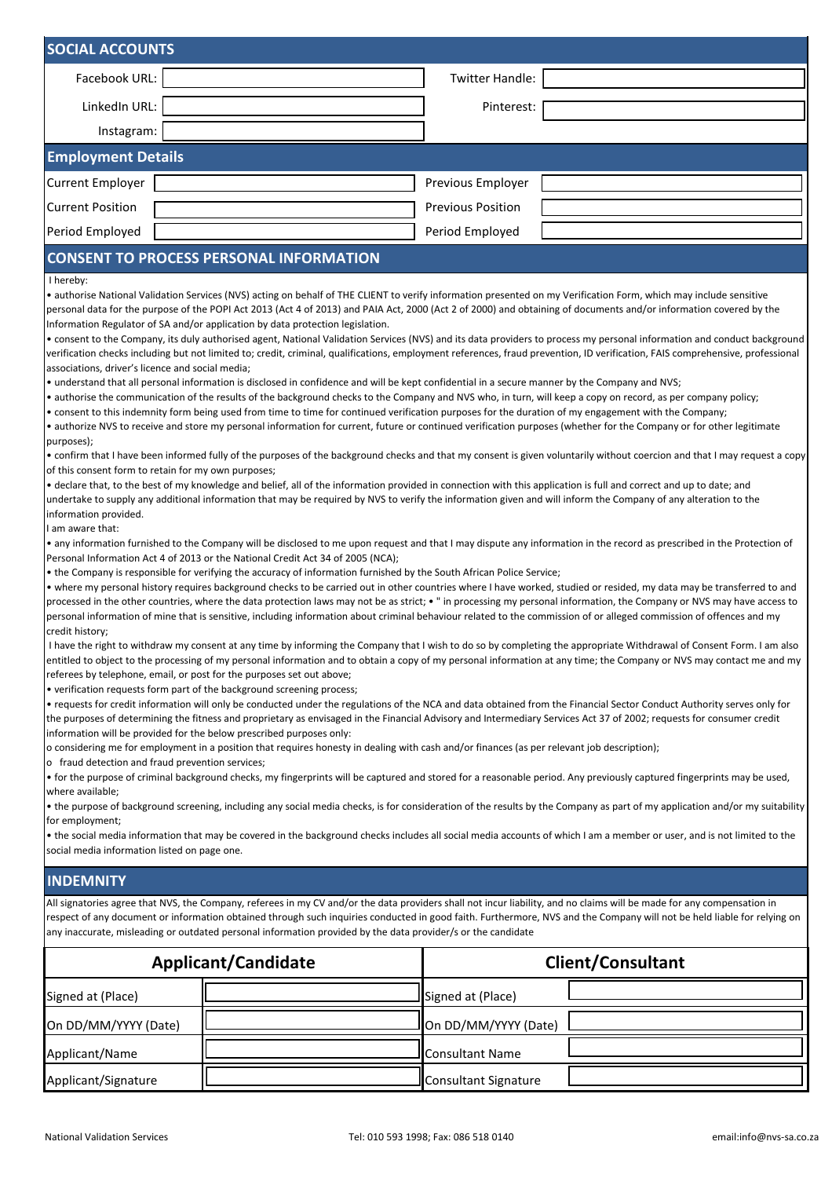## SOCIAL ACCOUNTS

| | | | |
|---|---|---|---|
| Facebook URL: | | Twitter Handle: | |
| LinkedIn URL: | | Pinterest: | |
| Instagram: | | | |

## Employment Details

| | | | |
|---|---|---|---|
| Current Employer | | Previous Employer | |
| Current Position | | Previous Position | |
| Period Employed | | Period Employed | |

## CONSENT TO PROCESS PERSONAL INFORMATION

I hereby:

• authorise National Validation Services (NVS) acting on behalf of THE CLIENT to verify information presented on my Verification Form, which may include sensitive personal data for the purpose of the POPI Act 2013 (Act 4 of 2013) and PAIA Act, 2000 (Act 2 of 2000) and obtaining of documents and/or information covered by the Information Regulator of SA and/or application by data protection legislation.

• consent to the Company, its duly authorised agent, National Validation Services (NVS) and its data providers to process my personal information and conduct background verification checks including but not limited to; credit, criminal, qualifications, employment references, fraud prevention, ID verification, FAIS comprehensive, professional associations, driver's licence and social media;

• understand that all personal information is disclosed in confidence and will be kept confidential in a secure manner by the Company and NVS;

• authorise the communication of the results of the background checks to the Company and NVS who, in turn, will keep a copy on record, as per company policy;

• consent to this indemnity form being used from time to time for continued verification purposes for the duration of my engagement with the Company;

• authorize NVS to receive and store my personal information for current, future or continued verification purposes (whether for the Company or for other legitimate purposes);

• confirm that I have been informed fully of the purposes of the background checks and that my consent is given voluntarily without coercion and that I may request a copy of this consent form to retain for my own purposes;

• declare that, to the best of my knowledge and belief, all of the information provided in connection with this application is full and correct and up to date; and undertake to supply any additional information that may be required by NVS to verify the information given and will inform the Company of any alteration to the information provided.

I am aware that:

• any information furnished to the Company will be disclosed to me upon request and that I may dispute any information in the record as prescribed in the Protection of Personal Information Act 4 of 2013 or the National Credit Act 34 of 2005 (NCA);

• the Company is responsible for verifying the accuracy of information furnished by the South African Police Service;

• where my personal history requires background checks to be carried out in other countries where I have worked, studied or resided, my data may be transferred to and processed in the other countries, where the data protection laws may not be as strict; • " in processing my personal information, the Company or NVS may have access to personal information of mine that is sensitive, including information about criminal behaviour related to the commission of or alleged commission of offences and my credit history;

I have the right to withdraw my consent at any time by informing the Company that I wish to do so by completing the appropriate Withdrawal of Consent Form. I am also entitled to object to the processing of my personal information and to obtain a copy of my personal information at any time; the Company or NVS may contact me and my referees by telephone, email, or post for the purposes set out above;

• verification requests form part of the background screening process;

• requests for credit information will only be conducted under the regulations of the NCA and data obtained from the Financial Sector Conduct Authority serves only for the purposes of determining the fitness and proprietary as envisaged in the Financial Advisory and Intermediary Services Act 37 of 2002; requests for consumer credit information will be provided for the below prescribed purposes only:

o considering me for employment in a position that requires honesty in dealing with cash and/or finances (as per relevant job description);

o fraud detection and fraud prevention services;

• for the purpose of criminal background checks, my fingerprints will be captured and stored for a reasonable period. Any previously captured fingerprints may be used, where available;

• the purpose of background screening, including any social media checks, is for consideration of the results by the Company as part of my application and/or my suitability for employment;

• the social media information that may be covered in the background checks includes all social media accounts of which I am a member or user, and is not limited to the social media information listed on page one.

## INDEMNITY

All signatories agree that NVS, the Company, referees in my CV and/or the data providers shall not incur liability, and no claims will be made for any compensation in respect of any document or information obtained through such inquiries conducted in good faith. Furthermore, NVS and the Company will not be held liable for relying on any inaccurate, misleading or outdated personal information provided by the data provider/s or the candidate

| Applicant/Candidate | | Client/Consultant | |
|---|---|---|---|
| Signed at (Place) | | Signed at (Place) | |
| On DD/MM/YYYY (Date) | | On DD/MM/YYYY (Date) | |
| Applicant/Name | | Consultant Name | |
| Applicant/Signature | | Consultant Signature | |

National Validation Services | Tel: 010 593 1998; Fax: 086 518 0140 | email:info@nvs-sa.co.za